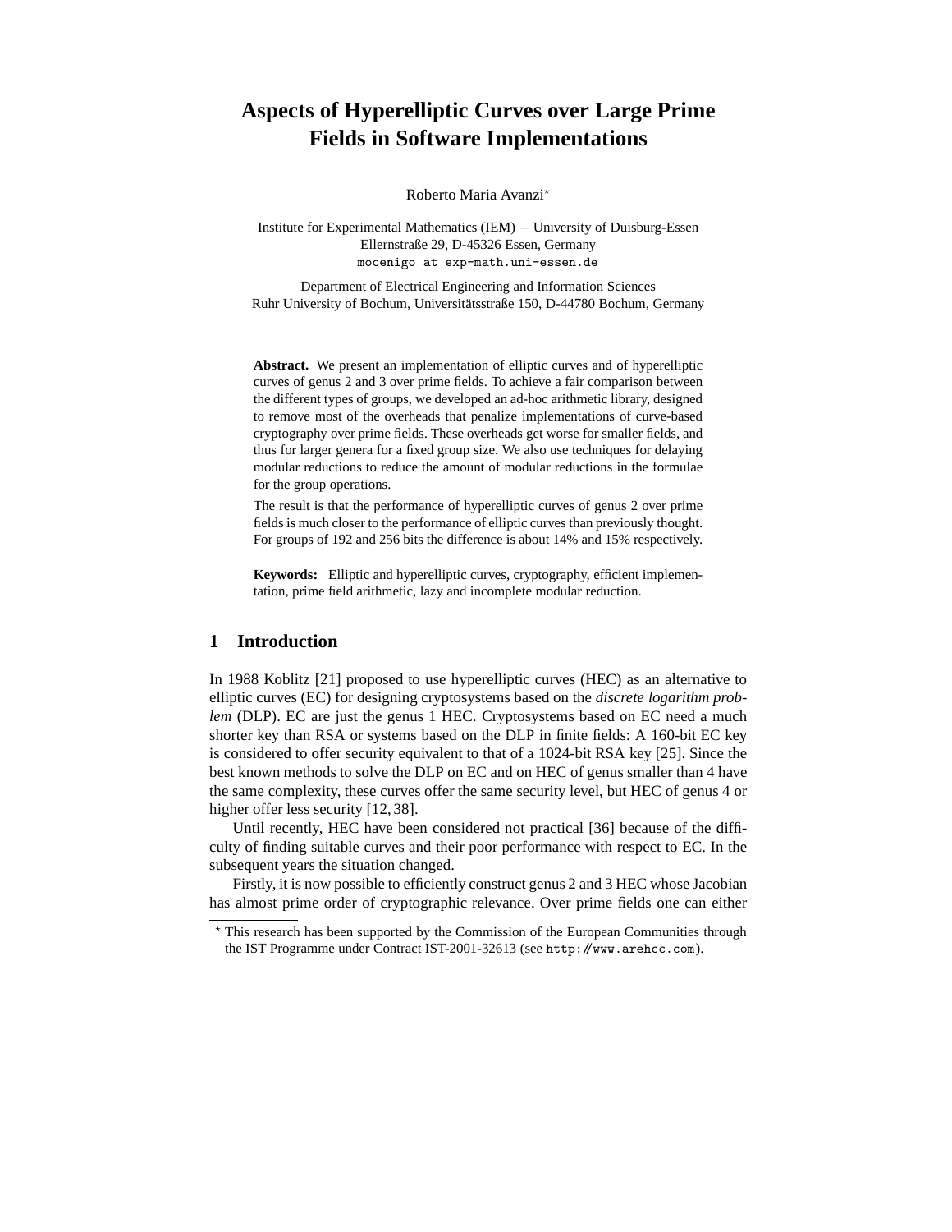# Aspects of Hyperelliptic Curves over Large Prime Fields in Software Implementations

Roberto Maria Avanzi*

Institute for Experimental Mathematics (IEM) − University of Duisburg-Essen
Ellernstraße 29, D-45326 Essen, Germany
mocenigo at exp-math.uni-essen.de

Department of Electrical Engineering and Information Sciences
Ruhr University of Bochum, Universitätsstraße 150, D-44780 Bochum, Germany

**Abstract.** We present an implementation of elliptic curves and of hyperelliptic curves of genus 2 and 3 over prime fields. To achieve a fair comparison between the different types of groups, we developed an ad-hoc arithmetic library, designed to remove most of the overheads that penalize implementations of curve-based cryptography over prime fields. These overheads get worse for smaller fields, and thus for larger genera for a fixed group size. We also use techniques for delaying modular reductions to reduce the amount of modular reductions in the formulae for the group operations.

The result is that the performance of hyperelliptic curves of genus 2 over prime fields is much closer to the performance of elliptic curves than previously thought. For groups of 192 and 256 bits the difference is about 14% and 15% respectively.

**Keywords:** Elliptic and hyperelliptic curves, cryptography, efficient implementation, prime field arithmetic, lazy and incomplete modular reduction.

## 1 Introduction

In 1988 Koblitz [21] proposed to use hyperelliptic curves (HEC) as an alternative to elliptic curves (EC) for designing cryptosystems based on the *discrete logarithm problem* (DLP). EC are just the genus 1 HEC. Cryptosystems based on EC need a much shorter key than RSA or systems based on the DLP in finite fields: A 160-bit EC key is considered to offer security equivalent to that of a 1024-bit RSA key [25]. Since the best known methods to solve the DLP on EC and on HEC of genus smaller than 4 have the same complexity, these curves offer the same security level, but HEC of genus 4 or higher offer less security [12, 38].

Until recently, HEC have been considered not practical [36] because of the difficulty of finding suitable curves and their poor performance with respect to EC. In the subsequent years the situation changed.

Firstly, it is now possible to efficiently construct genus 2 and 3 HEC whose Jacobian has almost prime order of cryptographic relevance. Over prime fields one can either

* This research has been supported by the Commission of the European Communities through the IST Programme under Contract IST-2001-32613 (see http://www.arehcc.com).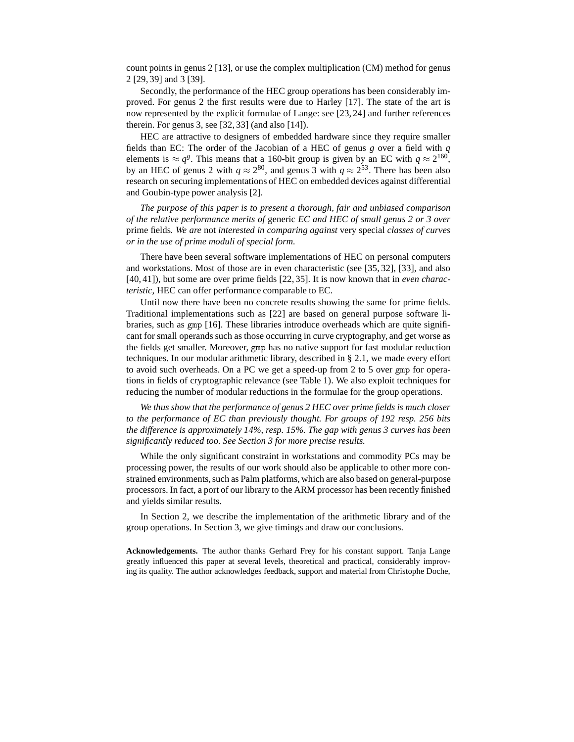count points in genus 2 [13], or use the complex multiplication (CM) method for genus 2 [29, 39] and 3 [39].

Secondly, the performance of the HEC group operations has been considerably improved. For genus 2 the first results were due to Harley [17]. The state of the art is now represented by the explicit formulae of Lange: see [23, 24] and further references therein. For genus 3, see [32, 33] (and also [14]).

HEC are attractive to designers of embedded hardware since they require smaller fields than EC: The order of the Jacobian of a HEC of genus $g$ over a field with $q$ elements is $\approx q^g$. This means that a 160-bit group is given by an EC with $q \approx 2^{160}$, by an HEC of genus 2 with $q \approx 2^{80}$, and genus 3 with $q \approx 2^{53}$. There has been also research on securing implementations of HEC on embedded devices against differential and Goubin-type power analysis [2].

*The purpose of this paper is to present a thorough, fair and unbiased comparison of the relative performance merits of* generic *EC and HEC of small genus 2 or 3 over* prime fields*. We are* not *interested in comparing against* very special *classes of curves or in the use of prime moduli of special form.*

There have been several software implementations of HEC on personal computers and workstations. Most of those are in even characteristic (see [35, 32], [33], and also [40, 41]), but some are over prime fields [22, 35]. It is now known that in *even characteristic*, HEC can offer performance comparable to EC.

Until now there have been no concrete results showing the same for prime fields. Traditional implementations such as [22] are based on general purpose software libraries, such as `gmp` [16]. These libraries introduce overheads which are quite significant for small operands such as those occurring in curve cryptography, and get worse as the fields get smaller. Moreover, `gmp` has no native support for fast modular reduction techniques. In our modular arithmetic library, described in § 2.1, we made every effort to avoid such overheads. On a PC we get a speed-up from 2 to 5 over `gmp` for operations in fields of cryptographic relevance (see Table 1). We also exploit techniques for reducing the number of modular reductions in the formulae for the group operations.

*We thus show that the performance of genus 2 HEC over prime fields is much closer to the performance of EC than previously thought. For groups of 192 resp. 256 bits the difference is approximately 14%, resp. 15%. The gap with genus 3 curves has been significantly reduced too. See Section 3 for more precise results.*

While the only significant constraint in workstations and commodity PCs may be processing power, the results of our work should also be applicable to other more constrained environments, such as Palm platforms, which are also based on general-purpose processors. In fact, a port of our library to the ARM processor has been recently finished and yields similar results.

In Section 2, we describe the implementation of the arithmetic library and of the group operations. In Section 3, we give timings and draw our conclusions.

**Acknowledgements.** The author thanks Gerhard Frey for his constant support. Tanja Lange greatly influenced this paper at several levels, theoretical and practical, considerably improving its quality. The author acknowledges feedback, support and material from Christophe Doche,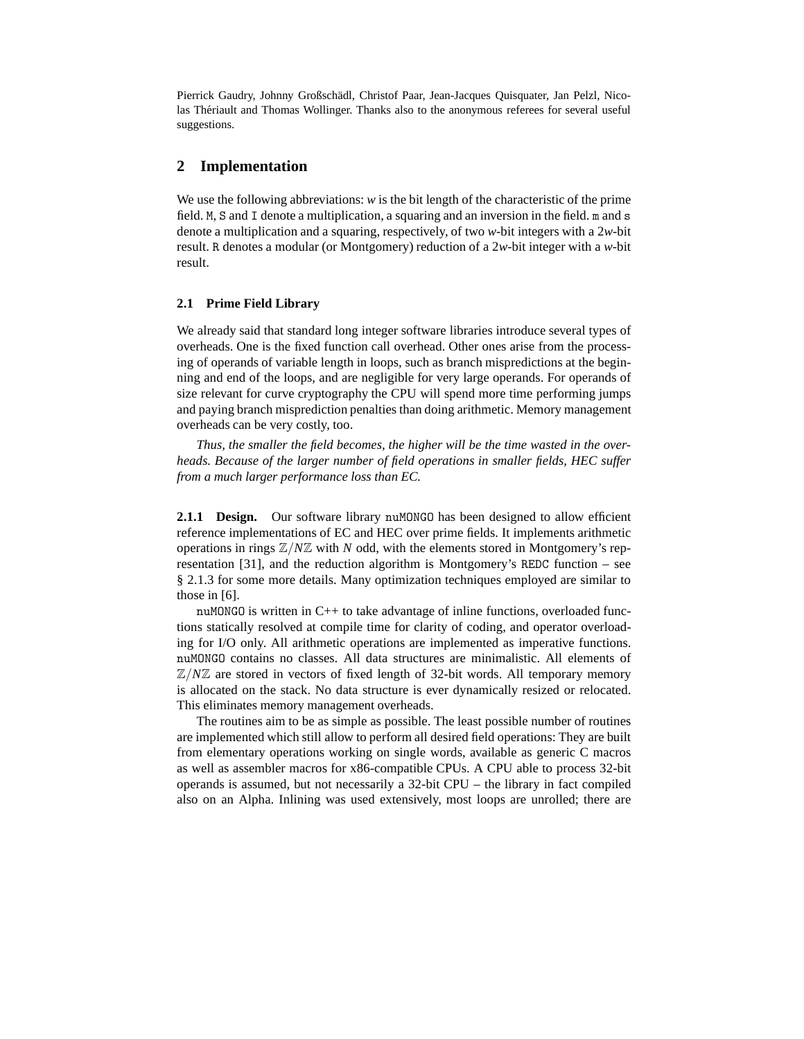Pierrick Gaudry, Johnny Großschädl, Christof Paar, Jean-Jacques Quisquater, Jan Pelzl, Nicolas Thériault and Thomas Wollinger. Thanks also to the anonymous referees for several useful suggestions.

## 2 Implementation

We use the following abbreviations: $w$ is the bit length of the characteristic of the prime field. `M`, `S` and `I` denote a multiplication, a squaring and an inversion in the field. `m` and `s` denote a multiplication and a squaring, respectively, of two $w$-bit integers with a $2w$-bit result. `R` denotes a modular (or Montgomery) reduction of a $2w$-bit integer with a $w$-bit result.

### 2.1 Prime Field Library

We already said that standard long integer software libraries introduce several types of overheads. One is the fixed function call overhead. Other ones arise from the processing of operands of variable length in loops, such as branch mispredictions at the beginning and end of the loops, and are negligible for very large operands. For operands of size relevant for curve cryptography the CPU will spend more time performing jumps and paying branch misprediction penalties than doing arithmetic. Memory management overheads can be very costly, too.

*Thus, the smaller the field becomes, the higher will be the time wasted in the overheads. Because of the larger number of field operations in smaller fields, HEC suffer from a much larger performance loss than EC.*

**2.1.1 Design.** Our software library `nuMONGO` has been designed to allow efficient reference implementations of EC and HEC over prime fields. It implements arithmetic operations in rings $\mathbb{Z}/N\mathbb{Z}$ with $N$ odd, with the elements stored in Montgomery's representation [31], and the reduction algorithm is Montgomery's `REDC` function – see § 2.1.3 for some more details. Many optimization techniques employed are similar to those in [6].

`nuMONGO` is written in C++ to take advantage of inline functions, overloaded functions statically resolved at compile time for clarity of coding, and operator overloading for I/O only. All arithmetic operations are implemented as imperative functions. `nuMONGO` contains no classes. All data structures are minimalistic. All elements of $\mathbb{Z}/N\mathbb{Z}$ are stored in vectors of fixed length of 32-bit words. All temporary memory is allocated on the stack. No data structure is ever dynamically resized or relocated. This eliminates memory management overheads.

The routines aim to be as simple as possible. The least possible number of routines are implemented which still allow to perform all desired field operations: They are built from elementary operations working on single words, available as generic C macros as well as assembler macros for x86-compatible CPUs. A CPU able to process 32-bit operands is assumed, but not necessarily a 32-bit CPU – the library in fact compiled also on an Alpha. Inlining was used extensively, most loops are unrolled; there are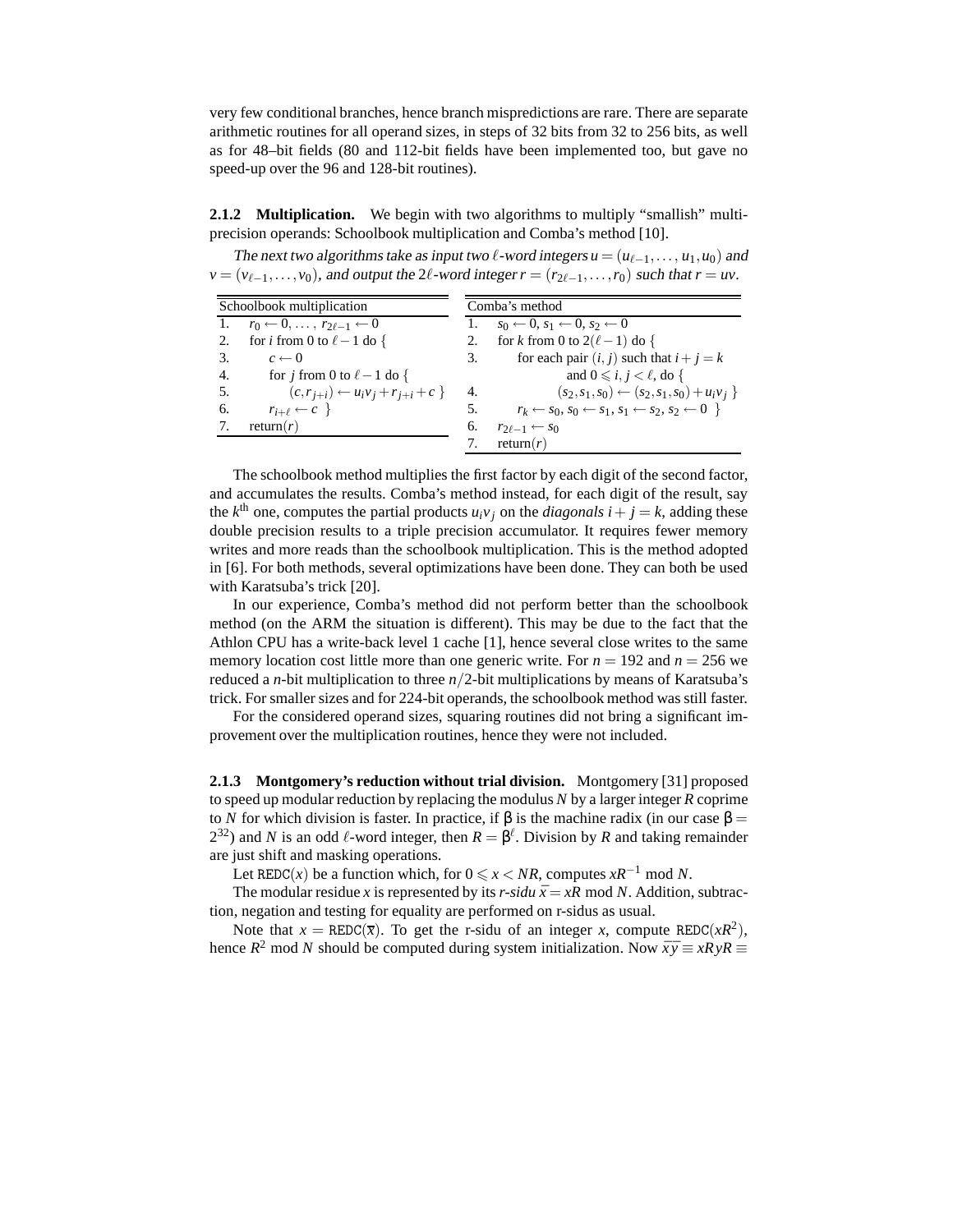very few conditional branches, hence branch mispredictions are rare. There are separate arithmetic routines for all operand sizes, in steps of 32 bits from 32 to 256 bits, as well as for 48–bit fields (80 and 112-bit fields have been implemented too, but gave no speed-up over the 96 and 128-bit routines).

**2.1.2 Multiplication.** We begin with two algorithms to multiply "smallish" multi-precision operands: Schoolbook multiplication and Comba's method [10].

*The next two algorithms take as input two $\ell$-word integers $u = (u_{\ell-1}, \ldots, u_1, u_0)$ and $v = (v_{\ell-1}, \ldots, v_0)$, and output the $2\ell$-word integer $r = (r_{2\ell-1}, \ldots, r_0)$ such that $r = uv$.*

| | Schoolbook multiplication |
|---|---|
| 1. | $r_0 \leftarrow 0, \ldots, r_{2\ell-1} \leftarrow 0$ |
| 2. | for $i$ from 0 to $\ell - 1$ do { |
| 3. | $\quad c \leftarrow 0$ |
| 4. | $\quad$ for $j$ from 0 to $\ell - 1$ do { |
| 5. | $\quad\quad (c, r_{j+i}) \leftarrow u_i v_j + r_{j+i} + c$ } |
| 6. | $\quad r_{i+\ell} \leftarrow c$ } |
| 7. | return($r$) |

| | Comba's method |
|---|---|
| 1. | $s_0 \leftarrow 0,\ s_1 \leftarrow 0,\ s_2 \leftarrow 0$ |
| 2. | for $k$ from 0 to $2(\ell - 1)$ do { |
| 3. | $\quad$ for each pair $(i, j)$ such that $i + j = k$ and $0 \leqslant i, j < \ell$, do { |
| 4. | $\quad\quad (s_2, s_1, s_0) \leftarrow (s_2, s_1, s_0) + u_i v_j$ } |
| 5. | $\quad r_k \leftarrow s_0,\ s_0 \leftarrow s_1,\ s_1 \leftarrow s_2,\ s_2 \leftarrow 0$ } |
| 6. | $r_{2\ell-1} \leftarrow s_0$ |
| 7. | return($r$) |

The schoolbook method multiplies the first factor by each digit of the second factor, and accumulates the results. Comba's method instead, for each digit of the result, say the $k^{\text{th}}$ one, computes the partial products $u_i v_j$ on the *diagonals* $i + j = k$, adding these double precision results to a triple precision accumulator. It requires fewer memory writes and more reads than the schoolbook multiplication. This is the method adopted in [6]. For both methods, several optimizations have been done. They can both be used with Karatsuba's trick [20].

In our experience, Comba's method did not perform better than the schoolbook method (on the ARM the situation is different). This may be due to the fact that the Athlon CPU has a write-back level 1 cache [1], hence several close writes to the same memory location cost little more than one generic write. For $n = 192$ and $n = 256$ we reduced a $n$-bit multiplication to three $n/2$-bit multiplications by means of Karatsuba's trick. For smaller sizes and for 224-bit operands, the schoolbook method was still faster.

For the considered operand sizes, squaring routines did not bring a significant improvement over the multiplication routines, hence they were not included.

**2.1.3 Montgomery's reduction without trial division.** Montgomery [31] proposed to speed up modular reduction by replacing the modulus $N$ by a larger integer $R$ coprime to $N$ for which division is faster. In practice, if $\beta$ is the machine radix (in our case $\beta = 2^{32}$) and $N$ is an odd $\ell$-word integer, then $R = \beta^{\ell}$. Division by $R$ and taking remainder are just shift and masking operations.

Let $\mathtt{REDC}(x)$ be a function which, for $0 \leqslant x < NR$, computes $xR^{-1} \bmod N$.

The modular residue $x$ is represented by its *r-sidu* $\overline{x} = xR \bmod N$. Addition, subtraction, negation and testing for equality are performed on r-sidus as usual.

Note that $x = \mathtt{REDC}(\overline{x})$. To get the r-sidu of an integer $x$, compute $\mathtt{REDC}(xR^2)$, hence $R^2 \bmod N$ should be computed during system initialization. Now $\overline{x}\,\overline{y} \equiv xRyR \equiv$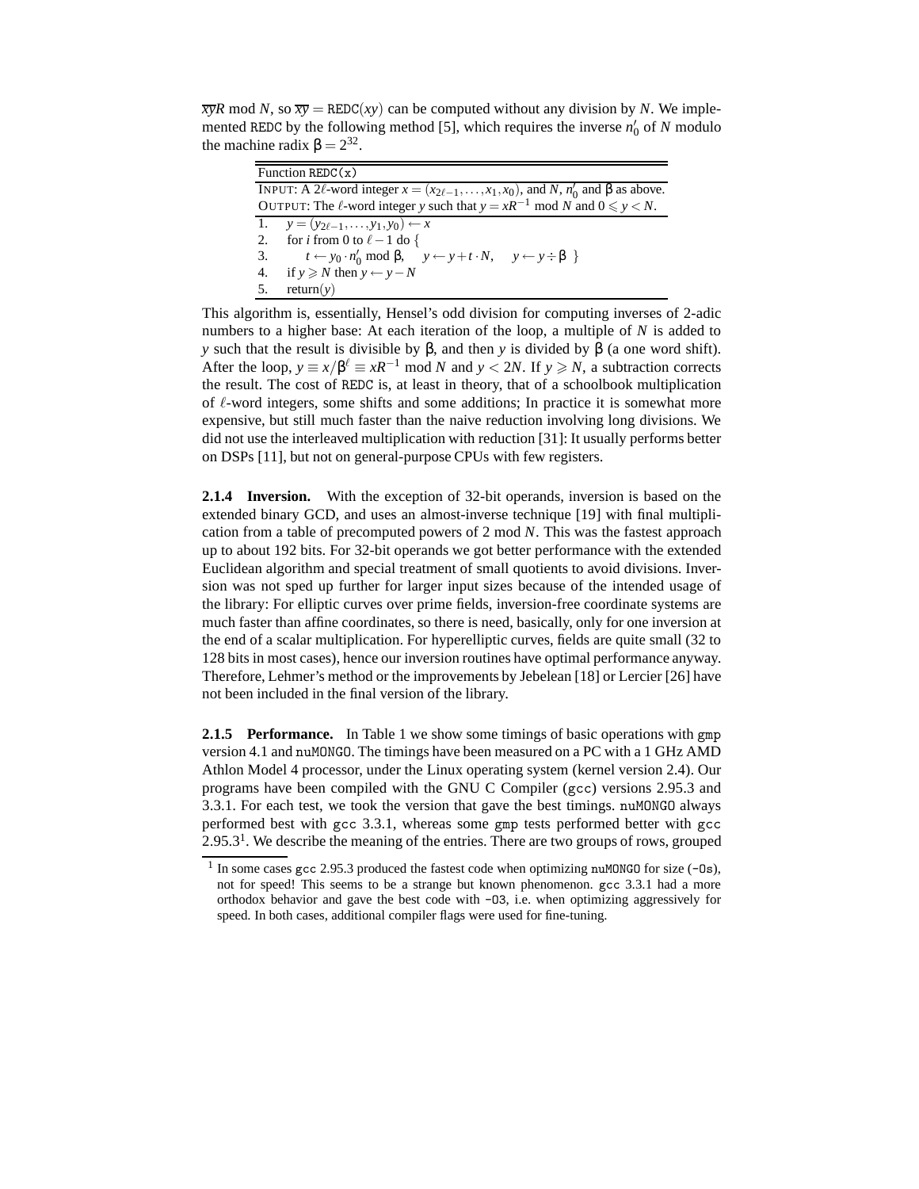$\overline{xy}R \bmod N$, so $\overline{xy} = \mathtt{REDC}(xy)$ can be computed without any division by $N$. We implemented `REDC` by the following method [5], which requires the inverse $n'_0$ of $N$ modulo the machine radix $\beta = 2^{32}$.

| Function `REDC(x)` |
|---|
| INPUT: A $2\ell$-word integer $x = (x_{2\ell-1}, \ldots, x_1, x_0)$, and $N$, $n'_0$ and $\beta$ as above. |
| OUTPUT: The $\ell$-word integer $y$ such that $y = xR^{-1} \bmod N$ and $0 \leqslant y < N$. |
| 1. $y = (y_{2\ell-1}, \ldots, y_1, y_0) \leftarrow x$ |
| 2. for $i$ from 0 to $\ell - 1$ do { |
| 3. $t \leftarrow y_0 \cdot n'_0 \bmod \beta$, $y \leftarrow y + t \cdot N$, $y \leftarrow y \div \beta$ } |
| 4. if $y \geqslant N$ then $y \leftarrow y - N$ |
| 5. return($y$) |

This algorithm is, essentially, Hensel's odd division for computing inverses of 2-adic numbers to a higher base: At each iteration of the loop, a multiple of $N$ is added to $y$ such that the result is divisible by $\beta$, and then $y$ is divided by $\beta$ (a one word shift). After the loop, $y \equiv x/\beta^{\ell} \equiv xR^{-1} \bmod N$ and $y < 2N$. If $y \geqslant N$, a subtraction corrects the result. The cost of `REDC` is, at least in theory, that of a schoolbook multiplication of $\ell$-word integers, some shifts and some additions; In practice it is somewhat more expensive, but still much faster than the naive reduction involving long divisions. We did not use the interleaved multiplication with reduction [31]: It usually performs better on DSPs [11], but not on general-purpose CPUs with few registers.

**2.1.4 Inversion.** With the exception of 32-bit operands, inversion is based on the extended binary GCD, and uses an almost-inverse technique [19] with final multiplication from a table of precomputed powers of 2 mod $N$. This was the fastest approach up to about 192 bits. For 32-bit operands we got better performance with the extended Euclidean algorithm and special treatment of small quotients to avoid divisions. Inversion was not sped up further for larger input sizes because of the intended usage of the library: For elliptic curves over prime fields, inversion-free coordinate systems are much faster than affine coordinates, so there is need, basically, only for one inversion at the end of a scalar multiplication. For hyperelliptic curves, fields are quite small (32 to 128 bits in most cases), hence our inversion routines have optimal performance anyway. Therefore, Lehmer's method or the improvements by Jebelean [18] or Lercier [26] have not been included in the final version of the library.

**2.1.5 Performance.** In Table 1 we show some timings of basic operations with `gmp` version 4.1 and `nuMONGO`. The timings have been measured on a PC with a 1 GHz AMD Athlon Model 4 processor, under the Linux operating system (kernel version 2.4). Our programs have been compiled with the GNU C Compiler (`gcc`) versions 2.95.3 and 3.3.1. For each test, we took the version that gave the best timings. `nuMONGO` always performed best with `gcc` 3.3.1, whereas some `gmp` tests performed better with `gcc` 2.95.3[1]. We describe the meaning of the entries. There are two groups of rows, grouped

[1] In some cases `gcc` 2.95.3 produced the fastest code when optimizing `nuMONGO` for size (`-Os`), not for speed! This seems to be a strange but known phenomenon. `gcc` 3.3.1 had a more orthodox behavior and gave the best code with `-O3`, i.e. when optimizing aggressively for speed. In both cases, additional compiler flags were used for fine-tuning.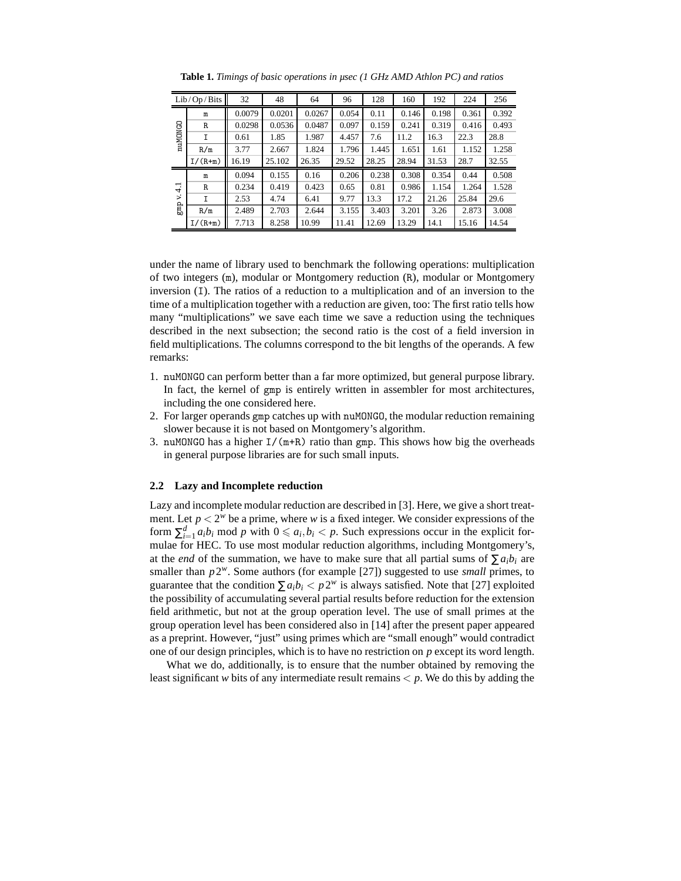**Table 1.** *Timings of basic operations in μsec (1 GHz AMD Athlon PC) and ratios*

| Lib / Op / Bits | | 32 | 48 | 64 | 96 | 128 | 160 | 192 | 224 | 256 |
|---|---|---|---|---|---|---|---|---|---|---|
| nuMONGO | m | 0.0079 | 0.0201 | 0.0267 | 0.054 | 0.11 | 0.146 | 0.198 | 0.361 | 0.392 |
| | R | 0.0298 | 0.0536 | 0.0487 | 0.097 | 0.159 | 0.241 | 0.319 | 0.416 | 0.493 |
| | I | 0.61 | 1.85 | 1.987 | 4.457 | 7.6 | 11.2 | 16.3 | 22.3 | 28.8 |
| | R/m | 3.77 | 2.667 | 1.824 | 1.796 | 1.445 | 1.651 | 1.61 | 1.152 | 1.258 |
| | I/(R+m) | 16.19 | 25.102 | 26.35 | 29.52 | 28.25 | 28.94 | 31.53 | 28.7 | 32.55 |
| gmp v. 4.1 | m | 0.094 | 0.155 | 0.16 | 0.206 | 0.238 | 0.308 | 0.354 | 0.44 | 0.508 |
| | R | 0.234 | 0.419 | 0.423 | 0.65 | 0.81 | 0.986 | 1.154 | 1.264 | 1.528 |
| | I | 2.53 | 4.74 | 6.41 | 9.77 | 13.3 | 17.2 | 21.26 | 25.84 | 29.6 |
| | R/m | 2.489 | 2.703 | 2.644 | 3.155 | 3.403 | 3.201 | 3.26 | 2.873 | 3.008 |
| | I/(R+m) | 7.713 | 8.258 | 10.99 | 11.41 | 12.69 | 13.29 | 14.1 | 15.16 | 14.54 |

under the name of library used to benchmark the following operations: multiplication of two integers (m), modular or Montgomery reduction (R), modular or Montgomery inversion (I). The ratios of a reduction to a multiplication and of an inversion to the time of a multiplication together with a reduction are given, too: The first ratio tells how many "multiplications" we save each time we save a reduction using the techniques described in the next subsection; the second ratio is the cost of a field inversion in field multiplications. The columns correspond to the bit lengths of the operands. A few remarks:

1. nuMONGO can perform better than a far more optimized, but general purpose library. In fact, the kernel of gmp is entirely written in assembler for most architectures, including the one considered here.
2. For larger operands gmp catches up with nuMONGO, the modular reduction remaining slower because it is not based on Montgomery's algorithm.
3. nuMONGO has a higher I/(m+R) ratio than gmp. This shows how big the overheads in general purpose libraries are for such small inputs.

### 2.2 Lazy and Incomplete reduction

Lazy and incomplete modular reduction are described in [3]. Here, we give a short treatment. Let $p < 2^w$ be a prime, where $w$ is a fixed integer. We consider expressions of the form $\sum_{i=1}^{d} a_i b_i \bmod p$ with $0 \leqslant a_i, b_i < p$. Such expressions occur in the explicit formulae for HEC. To use most modular reduction algorithms, including Montgomery's, at the *end* of the summation, we have to make sure that all partial sums of $\sum a_i b_i$ are smaller than $p2^w$. Some authors (for example [27]) suggested to use *small* primes, to guarantee that the condition $\sum a_i b_i < p2^w$ is always satisfied. Note that [27] exploited the possibility of accumulating several partial results before reduction for the extension field arithmetic, but not at the group operation level. The use of small primes at the group operation level has been considered also in [14] after the present paper appeared as a preprint. However, "just" using primes which are "small enough" would contradict one of our design principles, which is to have no restriction on $p$ except its word length.

What we do, additionally, is to ensure that the number obtained by removing the least significant $w$ bits of any intermediate result remains $< p$. We do this by adding the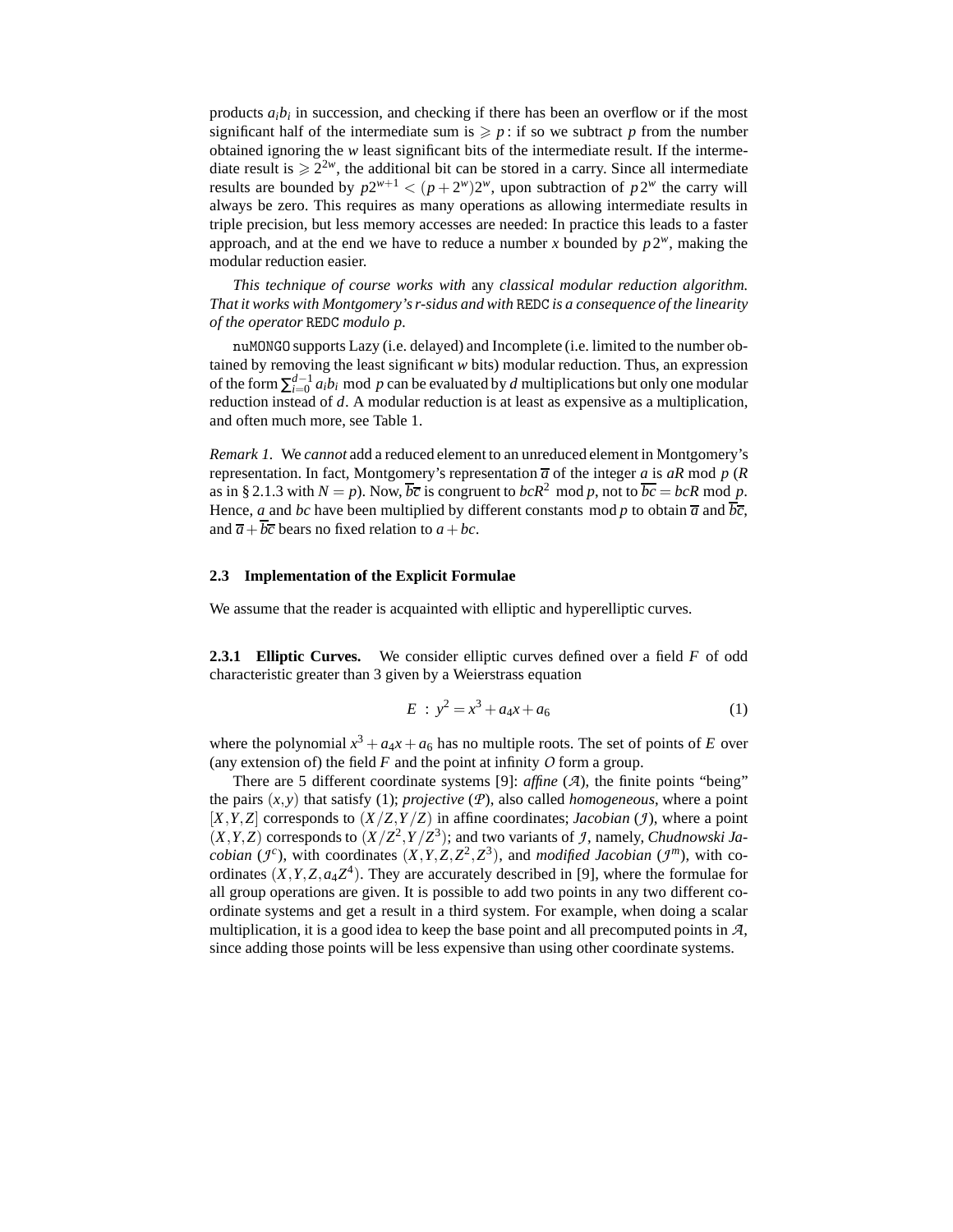products $a_i b_i$ in succession, and checking if there has been an overflow or if the most significant half of the intermediate sum is $\geqslant p$ : if so we subtract $p$ from the number obtained ignoring the $w$ least significant bits of the intermediate result. If the intermediate result is $\geqslant 2^{2w}$, the additional bit can be stored in a carry. Since all intermediate results are bounded by $p2^{w+1} < (p+2^w)2^w$, upon subtraction of $p\,2^w$ the carry will always be zero. This requires as many operations as allowing intermediate results in triple precision, but less memory accesses are needed: In practice this leads to a faster approach, and at the end we have to reduce a number $x$ bounded by $p\,2^w$, making the modular reduction easier.

*This technique of course works with* any *classical modular reduction algorithm. That it works with Montgomery's r-sidus and with* `REDC` *is a consequence of the linearity of the operator* `REDC` *modulo p.*

`nuMONGO` supports Lazy (i.e. delayed) and Incomplete (i.e. limited to the number obtained by removing the least significant $w$ bits) modular reduction. Thus, an expression of the form $\sum_{i=0}^{d-1} a_i b_i \bmod p$ can be evaluated by $d$ multiplications but only one modular reduction instead of $d$. A modular reduction is at least as expensive as a multiplication, and often much more, see Table 1.

*Remark 1.* We *cannot* add a reduced element to an unreduced element in Montgomery's representation. In fact, Montgomery's representation $\overline{a}$ of the integer $a$ is $aR \bmod p$ ($R$ as in § 2.1.3 with $N = p$). Now, $\overline{bc}$ is congruent to $bcR^2 \bmod p$, not to $\overline{bc} = bcR \bmod p$. Hence, $a$ and $bc$ have been multiplied by different constants $\bmod p$ to obtain $\overline{a}$ and $\overline{bc}$, and $\overline{a} + \overline{bc}$ bears no fixed relation to $a + bc$.

### 2.3 Implementation of the Explicit Formulae

We assume that the reader is acquainted with elliptic and hyperelliptic curves.

**2.3.1 Elliptic Curves.** We consider elliptic curves defined over a field $F$ of odd characteristic greater than 3 given by a Weierstrass equation

$$E \,:\, y^2 = x^3 + a_4 x + a_6 \tag{1}$$

where the polynomial $x^3 + a_4 x + a_6$ has no multiple roots. The set of points of $E$ over (any extension of) the field $F$ and the point at infinity $O$ form a group.

There are 5 different coordinate systems [9]: *affine* ($\mathcal{A}$), the finite points "being" the pairs $(x, y)$ that satisfy (1); *projective* ($\mathcal{P}$), also called *homogeneous*, where a point $[X, Y, Z]$ corresponds to $(X/Z, Y/Z)$ in affine coordinates; *Jacobian* ($\mathcal{J}$), where a point $(X, Y, Z)$ corresponds to $(X/Z^2, Y/Z^3)$; and two variants of $\mathcal{J}$, namely, *Chudnowski Jacobian* ($\mathcal{J}^c$), with coordinates $(X, Y, Z, Z^2, Z^3)$, and *modified Jacobian* ($\mathcal{J}^m$), with coordinates $(X, Y, Z, a_4 Z^4)$. They are accurately described in [9], where the formulae for all group operations are given. It is possible to add two points in any two different coordinate systems and get a result in a third system. For example, when doing a scalar multiplication, it is a good idea to keep the base point and all precomputed points in $\mathcal{A}$, since adding those points will be less expensive than using other coordinate systems.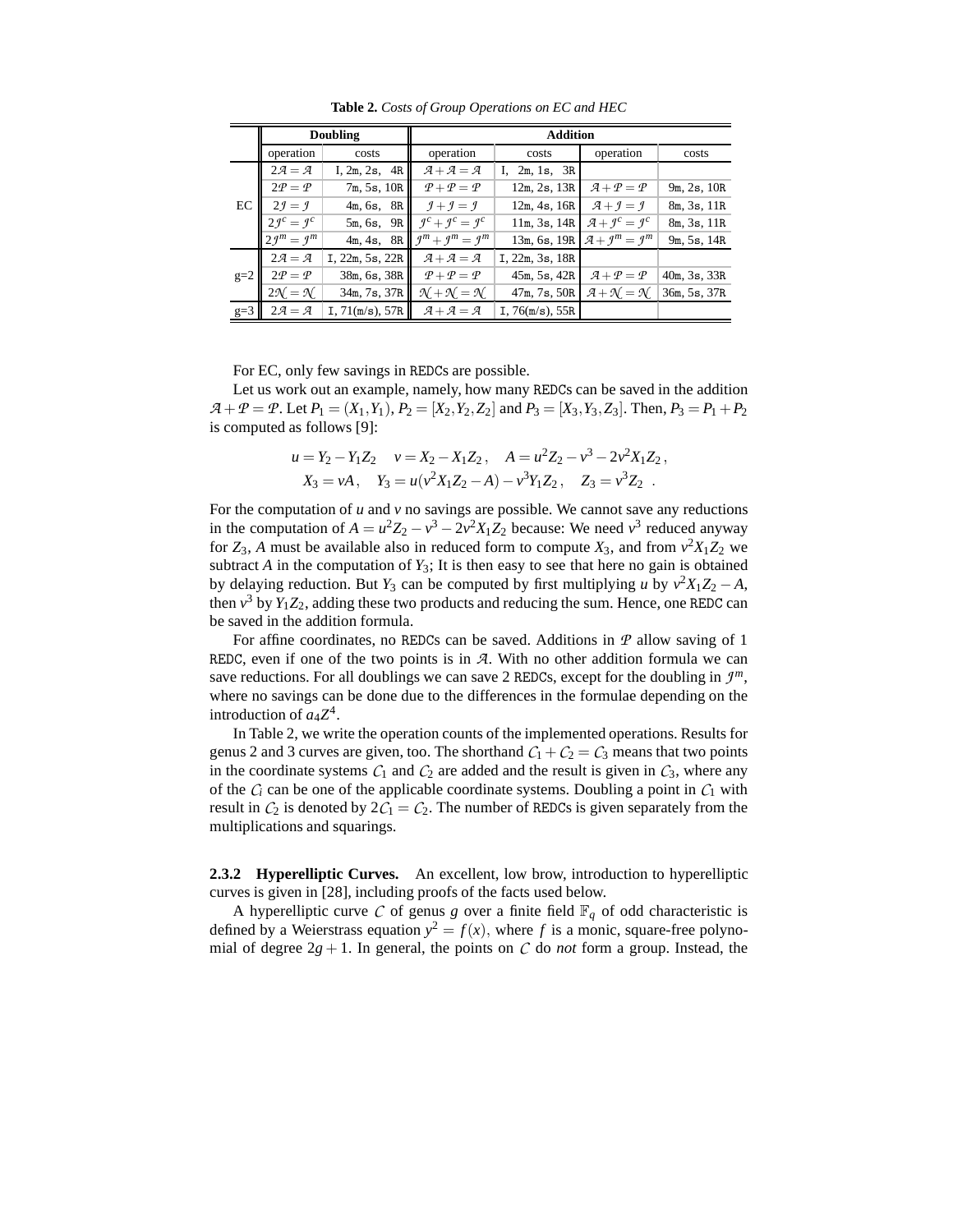**Table 2.** *Costs of Group Operations on EC and HEC*

| | Doubling | | Addition | | | |
|---|---|---|---|---|---|---|
| | operation | costs | operation | costs | operation | costs |
| EC | $2\mathcal{A}=\mathcal{A}$ | I, 2m, 2s, 4R | $\mathcal{A}+\mathcal{A}=\mathcal{A}$ | I, 2m, 1s, 3R | | |
| | $2\mathcal{P}=\mathcal{P}$ | 7m, 5s, 10R | $\mathcal{P}+\mathcal{P}=\mathcal{P}$ | 12m, 2s, 13R | $\mathcal{A}+\mathcal{P}=\mathcal{P}$ | 9m, 2s, 10R |
| | $2\mathcal{J}=\mathcal{J}$ | 4m, 6s, 8R | $\mathcal{J}+\mathcal{J}=\mathcal{J}$ | 12m, 4s, 16R | $\mathcal{A}+\mathcal{J}=\mathcal{J}$ | 8m, 3s, 11R |
| | $2\mathcal{J}^c=\mathcal{J}^c$ | 5m, 6s, 9R | $\mathcal{J}^c+\mathcal{J}^c=\mathcal{J}^c$ | 11m, 3s, 14R | $\mathcal{A}+\mathcal{J}^c=\mathcal{J}^c$ | 8m, 3s, 11R |
| | $2\mathcal{J}^m=\mathcal{J}^m$ | 4m, 4s, 8R | $\mathcal{J}^m+\mathcal{J}^m=\mathcal{J}^m$ | 13m, 6s, 19R | $\mathcal{A}+\mathcal{J}^m=\mathcal{J}^m$ | 9m, 5s, 14R |
| g=2 | $2\mathcal{A}=\mathcal{A}$ | I, 22m, 5s, 22R | $\mathcal{A}+\mathcal{A}=\mathcal{A}$ | I, 22m, 3s, 18R | | |
| | $2\mathcal{P}=\mathcal{P}$ | 38m, 6s, 38R | $\mathcal{P}+\mathcal{P}=\mathcal{P}$ | 45m, 5s, 42R | $\mathcal{A}+\mathcal{P}=\mathcal{P}$ | 40m, 3s, 33R |
| | $2\mathcal{N}=\mathcal{N}$ | 34m, 7s, 37R | $\mathcal{N}+\mathcal{N}=\mathcal{N}$ | 47m, 7s, 50R | $\mathcal{A}+\mathcal{N}=\mathcal{N}$ | 36m, 5s, 37R |
| g=3 | $2\mathcal{A}=\mathcal{A}$ | I, 71(m/s), 57R | $\mathcal{A}+\mathcal{A}=\mathcal{A}$ | I, 76(m/s), 55R | | |

For EC, only few savings in REDCs are possible.

Let us work out an example, namely, how many REDCs can be saved in the addition $\mathcal{A}+\mathcal{P}=\mathcal{P}$. Let $P_1=(X_1,Y_1)$, $P_2=[X_2,Y_2,Z_2]$ and $P_3=[X_3,Y_3,Z_3]$. Then, $P_3=P_1+P_2$ is computed as follows [9]:

$$u = Y_2 - Y_1Z_2 \quad v = X_2 - X_1Z_2\,, \quad A = u^2Z_2 - v^3 - 2v^2X_1Z_2\,,$$
$$X_3 = vA\,, \quad Y_3 = u(v^2X_1Z_2 - A) - v^3Y_1Z_2\,, \quad Z_3 = v^3Z_2\ \ .$$

For the computation of $u$ and $v$ no savings are possible. We cannot save any reductions in the computation of $A = u^2Z_2 - v^3 - 2v^2X_1Z_2$ because: We need $v^3$ reduced anyway for $Z_3$, $A$ must be available also in reduced form to compute $X_3$, and from $v^2X_1Z_2$ we subtract $A$ in the computation of $Y_3$; It is then easy to see that here no gain is obtained by delaying reduction. But $Y_3$ can be computed by first multiplying $u$ by $v^2X_1Z_2 - A$, then $v^3$ by $Y_1Z_2$, adding these two products and reducing the sum. Hence, one REDC can be saved in the addition formula.

For affine coordinates, no REDCs can be saved. Additions in $\mathcal{P}$ allow saving of 1 REDC, even if one of the two points is in $\mathcal{A}$. With no other addition formula we can save reductions. For all doublings we can save 2 REDCs, except for the doubling in $\mathcal{J}^m$, where no savings can be done due to the differences in the formulae depending on the introduction of $a_4Z^4$.

In Table 2, we write the operation counts of the implemented operations. Results for genus 2 and 3 curves are given, too. The shorthand $\mathcal{C}_1+\mathcal{C}_2=\mathcal{C}_3$ means that two points in the coordinate systems $\mathcal{C}_1$ and $\mathcal{C}_2$ are added and the result is given in $\mathcal{C}_3$, where any of the $\mathcal{C}_i$ can be one of the applicable coordinate systems. Doubling a point in $\mathcal{C}_1$ with result in $\mathcal{C}_2$ is denoted by $2\mathcal{C}_1=\mathcal{C}_2$. The number of REDCs is given separately from the multiplications and squarings.

#### 2.3.2 Hyperelliptic Curves.

An excellent, low brow, introduction to hyperelliptic curves is given in [28], including proofs of the facts used below.

A hyperelliptic curve $\mathcal{C}$ of genus $g$ over a finite field $\mathbb{F}_q$ of odd characteristic is defined by a Weierstrass equation $y^2 = f(x)$, where $f$ is a monic, square-free polynomial of degree $2g+1$. In general, the points on $\mathcal{C}$ do *not* form a group. Instead, the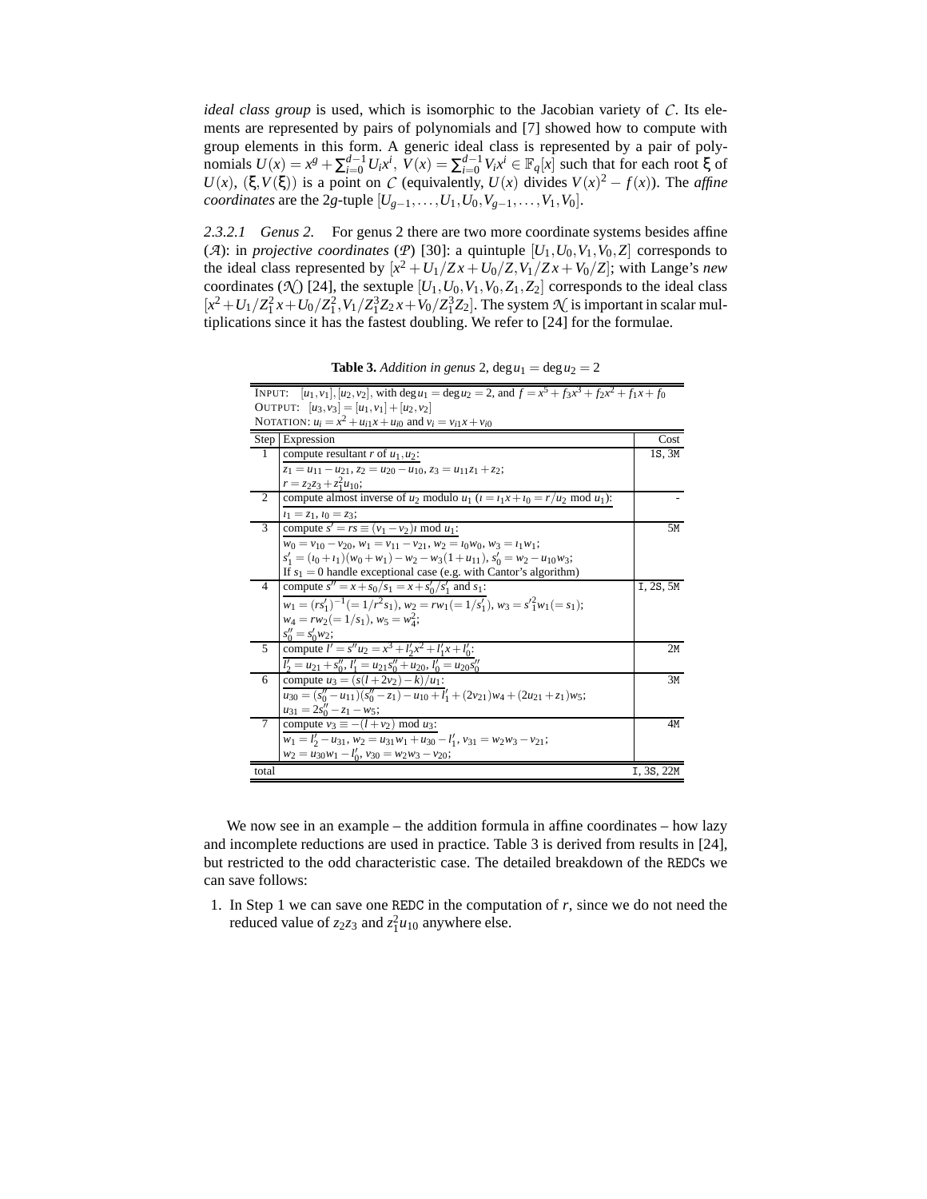*ideal class group* is used, which is isomorphic to the Jacobian variety of $\mathcal{C}$. Its elements are represented by pairs of polynomials and [7] showed how to compute with group elements in this form. A generic ideal class is represented by a pair of polynomials $U(x) = x^g + \sum_{i=0}^{d-1} U_i x^i$, $V(x) = \sum_{i=0}^{d-1} V_i x^i \in \mathbb{F}_q[x]$ such that for each root $\xi$ of $U(x)$, $(\xi, V(\xi))$ is a point on $\mathcal{C}$ (equivalently, $U(x)$ divides $V(x)^2 - f(x)$). The *affine coordinates* are the $2g$-tuple $[U_{g-1}, \ldots, U_1, U_0, V_{g-1}, \ldots, V_1, V_0]$.

*2.3.2.1 Genus 2.* For genus 2 there are two more coordinate systems besides affine ($\mathcal{A}$): in *projective coordinates* ($\mathcal{P}$) [30]: a quintuple $[U_1, U_0, V_1, V_0, Z]$ corresponds to the ideal class represented by $[x^2 + U_1/Zx + U_0/Z, V_1/Zx + V_0/Z]$; with Lange's *new* coordinates ($\mathcal{N}$) [24], the sextuple $[U_1, U_0, V_1, V_0, Z_1, Z_2]$ corresponds to the ideal class $[x^2 + U_1/Z_1^2 x + U_0/Z_1^2, V_1/Z_1^3 Z_2 x + V_0/Z_1^3 Z_2]$. The system $\mathcal{N}$ is important in scalar multiplications since it has the fastest doubling. We refer to [24] for the formulae.

**Table 3.** *Addition in genus* 2, $\deg u_1 = \deg u_2 = 2$

INPUT: $[u_1, v_1], [u_2, v_2]$, with $\deg u_1 = \deg u_2 = 2$, and $f = x^5 + f_3x^3 + f_2x^2 + f_1x + f_0$
OUTPUT: $[u_3, v_3] = [u_1, v_1] + [u_2, v_2]$
NOTATION: $u_i = x^2 + u_{i1}x + u_{i0}$ and $v_i = v_{i1}x + v_{i0}$

| Step | Expression | Cost |
|---|---|---|
| 1 | compute resultant $r$ of $u_1, u_2$: <br> $z_1 = u_{11} - u_{21}$, $z_2 = u_{20} - u_{10}$, $z_3 = u_{11}z_1 + z_2$; <br> $r = z_2 z_3 + z_1^2 u_{10}$; | 1S, 3M |
| 2 | compute almost inverse of $u_2$ modulo $u_1$ ($\iota = \iota_1 x + \iota_0 = r/u_2 \bmod u_1$): <br> $\iota_1 = z_1$, $\iota_0 = z_3$; | - |
| 3 | compute $s' = rs \equiv (v_1 - v_2)\iota \bmod u_1$: <br> $w_0 = v_{10} - v_{20}$, $w_1 = v_{11} - v_{21}$, $w_2 = \iota_0 w_0$, $w_3 = \iota_1 w_1$; <br> $s'_1 = (\iota_0 + \iota_1)(w_0 + w_1) - w_2 - w_3(1 + u_{11})$, $s'_0 = w_2 - u_{10}w_3$; <br> If $s_1 = 0$ handle exceptional case (e.g. with Cantor's algorithm) | 5M |
| 4 | compute $s'' = x + s_0/s_1 = x + s'_0/s'_1$ and $s_1$: <br> $w_1 = (rs'_1)^{-1} (= 1/r^2 s_1)$, $w_2 = rw_1 (= 1/s'_1)$, $w_3 = s'^2_1 w_1 (= s_1)$; <br> $w_4 = rw_2 (= 1/s_1)$, $w_5 = w_4^2$; <br> $s''_0 = s'_0 w_2$; | I, 2S, 5M |
| 5 | compute $l' = s'' u_2 = x^3 + l'_2 x^2 + l'_1 x + l'_0$: <br> $l'_2 = u_{21} + s''_0$, $l'_1 = u_{21}s''_0 + u_{20}$, $l'_0 = u_{20}s''_0$ | 2M |
| 6 | compute $u_3 = (s(l + 2v_2) - k)/u_1$: <br> $u_{30} = (s''_0 - u_{11})(s''_0 - z_1) - u_{10} + l'_1 + (2v_{21})w_4 + (2u_{21} + z_1)w_5$; <br> $u_{31} = 2s''_0 - z_1 - w_5$; | 3M |
| 7 | compute $v_3 \equiv -(l + v_2) \bmod u_3$: <br> $w_1 = l'_2 - u_{31}$, $w_2 = u_{31}w_1 + u_{30} - l'_1$, $v_{31} = w_2 w_3 - v_{21}$; <br> $w_2 = u_{30}w_1 - l'_0$, $v_{30} = w_2 w_3 - v_{20}$; | 4M |
| total | | I, 3S, 22M |

We now see in an example – the addition formula in affine coordinates – how lazy and incomplete reductions are used in practice. Table 3 is derived from results in [24], but restricted to the odd characteristic case. The detailed breakdown of the REDCs we can save follows:

1. In Step 1 we can save one REDC in the computation of $r$, since we do not need the reduced value of $z_2 z_3$ and $z_1^2 u_{10}$ anywhere else.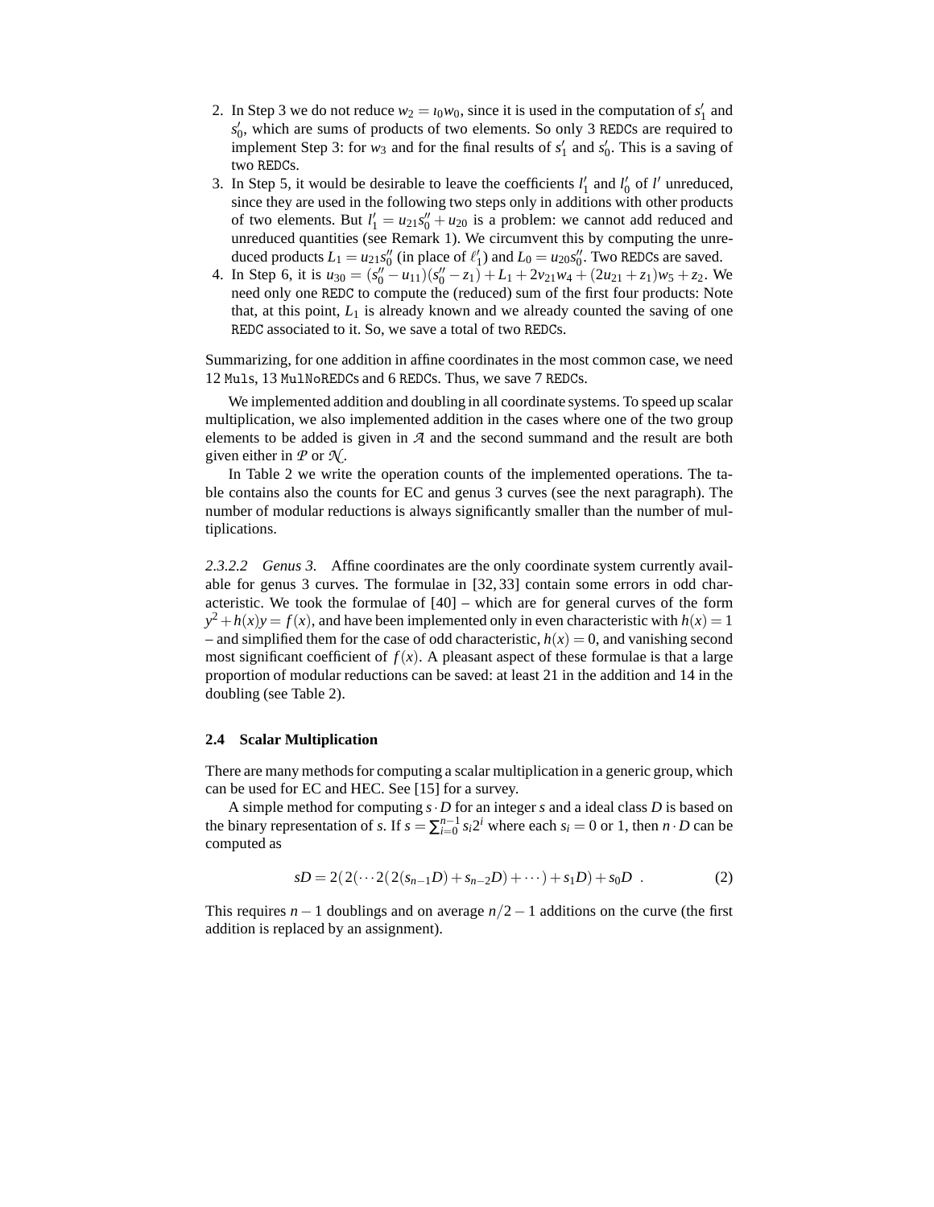2. In Step 3 we do not reduce $w_2 = \imath_0 w_0$, since it is used in the computation of $s'_1$ and $s'_0$, which are sums of products of two elements. So only 3 REDCs are required to implement Step 3: for $w_3$ and for the final results of $s'_1$ and $s'_0$. This is a saving of two REDCs.
3. In Step 5, it would be desirable to leave the coefficients $l'_1$ and $l'_0$ of $l'$ unreduced, since they are used in the following two steps only in additions with other products of two elements. But $l'_1 = u_{21}s''_0 + u_{20}$ is a problem: we cannot add reduced and unreduced quantities (see Remark 1). We circumvent this by computing the unreduced products $L_1 = u_{21}s''_0$ (in place of $\ell'_1$) and $L_0 = u_{20}s''_0$. Two REDCs are saved.
4. In Step 6, it is $u_{30} = (s''_0 - u_{11})(s''_0 - z_1) + L_1 + 2v_{21}w_4 + (2u_{21} + z_1)w_5 + z_2$. We need only one REDC to compute the (reduced) sum of the first four products: Note that, at this point, $L_1$ is already known and we already counted the saving of one REDC associated to it. So, we save a total of two REDCs.

Summarizing, for one addition in affine coordinates in the most common case, we need 12 Muls, 13 MulNoREDCs and 6 REDCs. Thus, we save 7 REDCs.

We implemented addition and doubling in all coordinate systems. To speed up scalar multiplication, we also implemented addition in the cases where one of the two group elements to be added is given in $\mathcal{A}$ and the second summand and the result are both given either in $\mathcal{P}$ or $\mathcal{N}$.

In Table 2 we write the operation counts of the implemented operations. The table contains also the counts for EC and genus 3 curves (see the next paragraph). The number of modular reductions is always significantly smaller than the number of multiplications.

*2.3.2.2 Genus 3.* Affine coordinates are the only coordinate system currently available for genus 3 curves. The formulae in [32, 33] contain some errors in odd characteristic. We took the formulae of [40] – which are for general curves of the form $y^2 + h(x)y = f(x)$, and have been implemented only in even characteristic with $h(x) = 1$ – and simplified them for the case of odd characteristic, $h(x) = 0$, and vanishing second most significant coefficient of $f(x)$. A pleasant aspect of these formulae is that a large proportion of modular reductions can be saved: at least 21 in the addition and 14 in the doubling (see Table 2).

### 2.4 Scalar Multiplication

There are many methods for computing a scalar multiplication in a generic group, which can be used for EC and HEC. See [15] for a survey.

A simple method for computing $s \cdot D$ for an integer $s$ and a ideal class $D$ is based on the binary representation of $s$. If $s = \sum_{i=0}^{n-1} s_i 2^i$ where each $s_i = 0$ or 1, then $n \cdot D$ can be computed as

$$sD = 2(2(\cdots 2(2(s_{n-1}D) + s_{n-2}D) + \cdots) + s_1 D) + s_0 D \ . \tag{2}$$

This requires $n-1$ doublings and on average $n/2-1$ additions on the curve (the first addition is replaced by an assignment).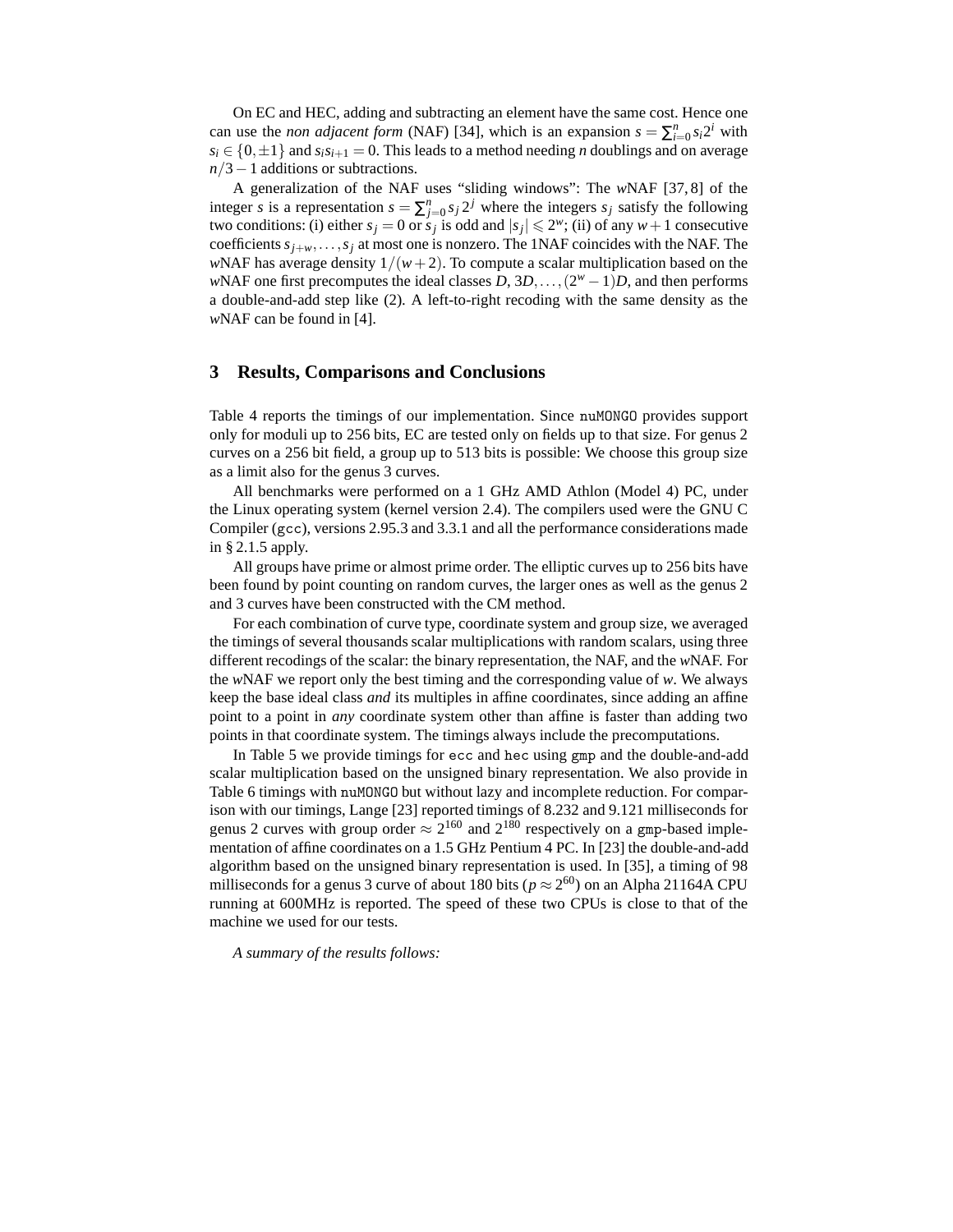On EC and HEC, adding and subtracting an element have the same cost. Hence one can use the *non adjacent form* (NAF) [34], which is an expansion $s = \sum_{i=0}^{n} s_i 2^i$ with $s_i \in \{0, \pm 1\}$ and $s_i s_{i+1} = 0$. This leads to a method needing $n$ doublings and on average $n/3 - 1$ additions or subtractions.

A generalization of the NAF uses "sliding windows": The $w$NAF [37, 8] of the integer $s$ is a representation $s = \sum_{j=0}^{n} s_j 2^j$ where the integers $s_j$ satisfy the following two conditions: (i) either $s_j = 0$ or $s_j$ is odd and $|s_j| \leqslant 2^w$; (ii) of any $w+1$ consecutive coefficients $s_{j+w}, \ldots, s_j$ at most one is nonzero. The 1NAF coincides with the NAF. The $w$NAF has average density $1/(w+2)$. To compute a scalar multiplication based on the $w$NAF one first precomputes the ideal classes $D, 3D, \ldots, (2^w - 1)D$, and then performs a double-and-add step like (2). A left-to-right recoding with the same density as the $w$NAF can be found in [4].

## 3 Results, Comparisons and Conclusions

Table 4 reports the timings of our implementation. Since nuMONGO provides support only for moduli up to 256 bits, EC are tested only on fields up to that size. For genus 2 curves on a 256 bit field, a group up to 513 bits is possible: We choose this group size as a limit also for the genus 3 curves.

All benchmarks were performed on a 1 GHz AMD Athlon (Model 4) PC, under the Linux operating system (kernel version 2.4). The compilers used were the GNU C Compiler (gcc), versions 2.95.3 and 3.3.1 and all the performance considerations made in § 2.1.5 apply.

All groups have prime or almost prime order. The elliptic curves up to 256 bits have been found by point counting on random curves, the larger ones as well as the genus 2 and 3 curves have been constructed with the CM method.

For each combination of curve type, coordinate system and group size, we averaged the timings of several thousands scalar multiplications with random scalars, using three different recodings of the scalar: the binary representation, the NAF, and the $w$NAF. For the $w$NAF we report only the best timing and the corresponding value of $w$. We always keep the base ideal class *and* its multiples in affine coordinates, since adding an affine point to a point in *any* coordinate system other than affine is faster than adding two points in that coordinate system. The timings always include the precomputations.

In Table 5 we provide timings for ecc and hec using gmp and the double-and-add scalar multiplication based on the unsigned binary representation. We also provide in Table 6 timings with nuMONGO but without lazy and incomplete reduction. For comparison with our timings, Lange [23] reported timings of 8.232 and 9.121 milliseconds for genus 2 curves with group order $\approx 2^{160}$ and $2^{180}$ respectively on a gmp-based implementation of affine coordinates on a 1.5 GHz Pentium 4 PC. In [23] the double-and-add algorithm based on the unsigned binary representation is used. In [35], a timing of 98 milliseconds for a genus 3 curve of about 180 bits ($p \approx 2^{60}$) on an Alpha 21164A CPU running at 600MHz is reported. The speed of these two CPUs is close to that of the machine we used for our tests.

*A summary of the results follows:*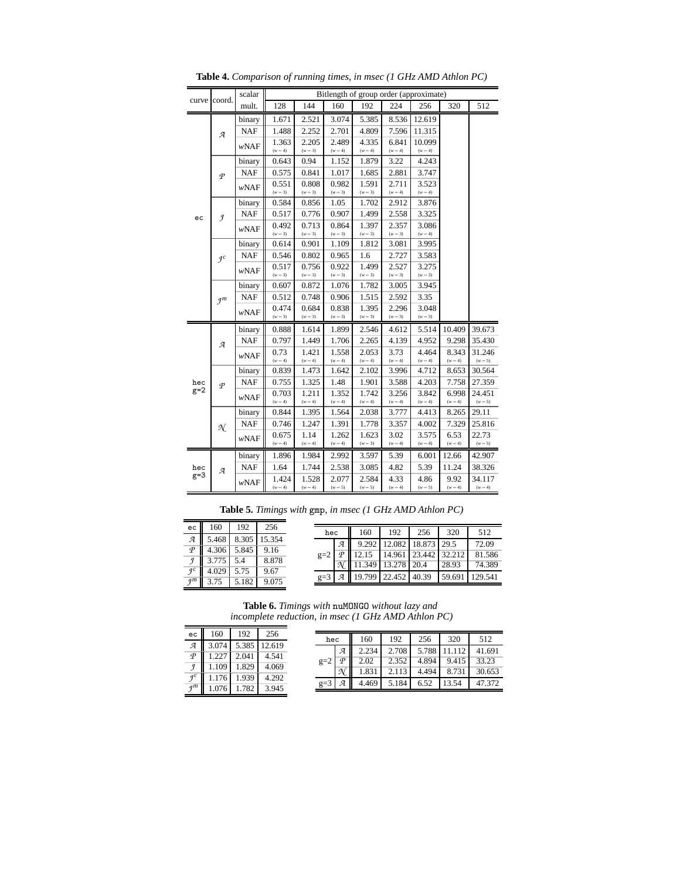**Table 4.** *Comparison of running times, in msec (1 GHz AMD Athlon PC)*

| curve | coord. | scalar mult. | 128 | 144 | 160 | 192 | 224 | 256 | 320 | 512 |
|---|---|---|---|---|---|---|---|---|---|---|
| | | | Bitlength of group order (approximate) | | | | | | | |
| ec | $\mathcal{A}$ | binary | 1.671 | 2.521 | 3.074 | 5.385 | 8.536 | 12.619 | | |
| | | NAF | 1.488 | 2.252 | 2.701 | 4.809 | 7.596 | 11.315 | | |
| | | wNAF | 1.363 $(w=4)$ | 2.205 $(w=3)$ | 2.489 $(w=4)$ | 4.335 $(w=4)$ | 6.841 $(w=4)$ | 10.099 $(w=4)$ | | |
| | $\mathcal{P}$ | binary | 0.643 | 0.94 | 1.152 | 1.879 | 3.22 | 4.243 | | |
| | | NAF | 0.575 | 0.841 | 1.017 | 1.685 | 2.881 | 3.747 | | |
| | | wNAF | 0.551 $(w=3)$ | 0.808 $(w=3)$ | 0.982 $(w=3)$ | 1.591 $(w=3)$ | 2.711 $(w=4)$ | 3.523 $(w=4)$ | | |
| | $\mathcal{J}$ | binary | 0.584 | 0.856 | 1.05 | 1.702 | 2.912 | 3.876 | | |
| | | NAF | 0.517 | 0.776 | 0.907 | 1.499 | 2.558 | 3.325 | | |
| | | wNAF | 0.492 $(w=3)$ | 0.713 $(w=3)$ | 0.864 $(w=3)$ | 1.397 $(w=3)$ | 2.357 $(w=3)$ | 3.086 $(w=4)$ | | |
| | $\mathcal{J}^c$ | binary | 0.614 | 0.901 | 1.109 | 1.812 | 3.081 | 3.995 | | |
| | | NAF | 0.546 | 0.802 | 0.965 | 1.6 | 2.727 | 3.583 | | |
| | | wNAF | 0.517 $(w=3)$ | 0.756 $(w=3)$ | 0.922 $(w=3)$ | 1.499 $(w=3)$ | 2.527 $(w=3)$ | 3.275 $(w=3)$ | | |
| | $\mathcal{J}^m$ | binary | 0.607 | 0.872 | 1.076 | 1.782 | 3.005 | 3.945 | | |
| | | NAF | 0.512 | 0.748 | 0.906 | 1.515 | 2.592 | 3.35 | | |
| | | wNAF | 0.474 $(w=3)$ | 0.684 $(w=3)$ | 0.838 $(w=3)$ | 1.395 $(w=3)$ | 2.296 $(w=3)$ | 3.048 $(w=3)$ | | |
| hec g=2 | $\mathcal{A}$ | binary | 0.888 | 1.614 | 1.899 | 2.546 | 4.612 | 5.514 | 10.409 | 39.673 |
| | | NAF | 0.797 | 1.449 | 1.706 | 2.265 | 4.139 | 4.952 | 9.298 | 35.430 |
| | | wNAF | 0.73 $(w=4)$ | 1.421 $(w=4)$ | 1.558 $(w=4)$ | 2.053 $(w=4)$ | 3.73 $(w=4)$ | 4.464 $(w=4)$ | 8.343 $(w=4)$ | 31.246 $(w=5)$ |
| | $\mathcal{P}$ | binary | 0.839 | 1.473 | 1.642 | 2.102 | 3.996 | 4.712 | 8.653 | 30.564 |
| | | NAF | 0.755 | 1.325 | 1.48 | 1.901 | 3.588 | 4.203 | 7.758 | 27.359 |
| | | wNAF | 0.703 $(w=4)$ | 1.211 $(w=4)$ | 1.352 $(w=4)$ | 1.742 $(w=4)$ | 3.256 $(w=4)$ | 3.842 $(w=4)$ | 6.998 $(w=4)$ | 24.451 $(w=5)$ |
| | $\mathcal{N}$ | binary | 0.844 | 1.395 | 1.564 | 2.038 | 3.777 | 4.413 | 8.265 | 29.11 |
| | | NAF | 0.746 | 1.247 | 1.391 | 1.778 | 3.357 | 4.002 | 7.329 | 25.816 |
| | | wNAF | 0.675 $(w=4)$ | 1.14 $(w=4)$ | 1.262 $(w=4)$ | 1.623 $(w=3)$ | 3.02 $(w=4)$ | 3.575 $(w=4)$ | 6.53 $(w=4)$ | 22.73 $(w=5)$ |
| hec g=3 | $\mathcal{A}$ | binary | 1.896 | 1.984 | 2.992 | 3.597 | 5.39 | 6.001 | 12.66 | 42.907 |
| | | NAF | 1.64 | 1.744 | 2.538 | 3.085 | 4.82 | 5.39 | 11.24 | 38.326 |
| | | wNAF | 1.424 $(w=4)$ | 1.528 $(w=4)$ | 2.077 $(w=5)$ | 2.584 $(w=5)$ | 4.33 $(w=4)$ | 4.86 $(w=5)$ | 9.92 $(w=4)$ | 34.117 $(w=4)$ |

**Table 5.** *Timings with* gmp*, in msec (1 GHz AMD Athlon PC)*

| ec | 160 | 192 | 256 |
|---|---|---|---|
| $\mathcal{A}$ | 5.468 | 8.305 | 15.354 |
| $\mathcal{P}$ | 4.306 | 5.845 | 9.16 |
| $\mathcal{J}$ | 3.775 | 5.4 | 8.878 |
| $\mathcal{J}^c$ | 4.029 | 5.75 | 9.67 |
| $\mathcal{J}^m$ | 3.75 | 5.182 | 9.075 |

| hec | | 160 | 192 | 256 | 320 | 512 |
|---|---|---|---|---|---|---|
| g=2 | $\mathcal{A}$ | 9.292 | 12.082 | 18.873 | 29.5 | 72.09 |
| | $\mathcal{P}$ | 12.15 | 14.961 | 23.442 | 32.212 | 81.586 |
| | $\mathcal{N}$ | 11.349 | 13.278 | 20.4 | 28.93 | 74.389 |
| g=3 | $\mathcal{A}$ | 19.799 | 22.452 | 40.39 | 59.691 | 129.541 |

**Table 6.** *Timings with* nuMONGO *without lazy and incomplete reduction, in msec (1 GHz AMD Athlon PC)*

| ec | 160 | 192 | 256 |
|---|---|---|---|
| $\mathcal{A}$ | 3.074 | 5.385 | 12.619 |
| $\mathcal{P}$ | 1.227 | 2.041 | 4.541 |
| $\mathcal{J}$ | 1.109 | 1.829 | 4.069 |
| $\mathcal{J}^c$ | 1.176 | 1.939 | 4.292 |
| $\mathcal{J}^m$ | 1.076 | 1.782 | 3.945 |

| hec | | 160 | 192 | 256 | 320 | 512 |
|---|---|---|---|---|---|---|
| g=2 | $\mathcal{A}$ | 2.234 | 2.708 | 5.788 | 11.112 | 41.691 |
| | $\mathcal{P}$ | 2.02 | 2.352 | 4.894 | 9.415 | 33.23 |
| | $\mathcal{N}$ | 1.831 | 2.113 | 4.494 | 8.731 | 30.653 |
| g=3 | $\mathcal{A}$ | 4.469 | 5.184 | 6.52 | 13.54 | 47.372 |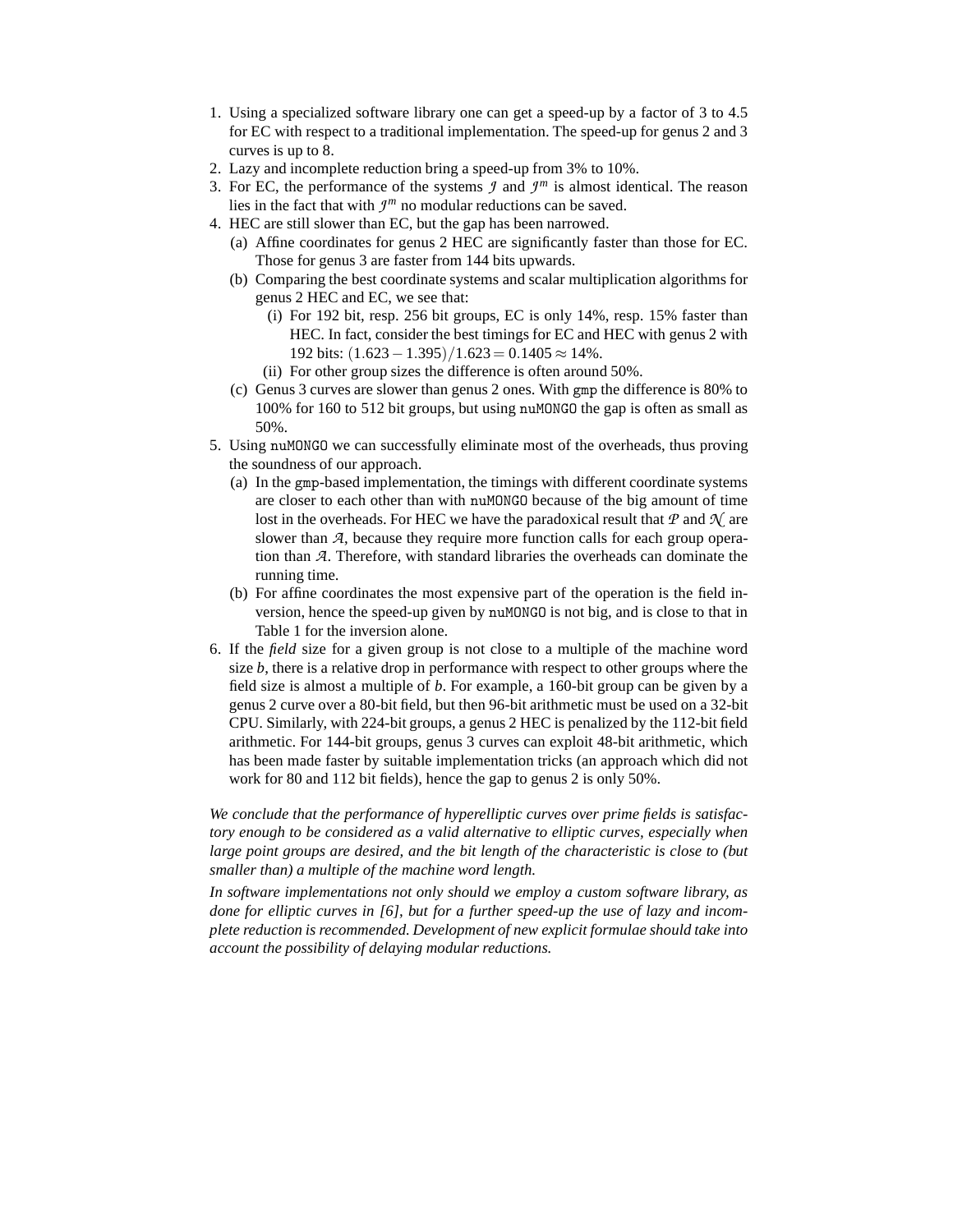1. Using a specialized software library one can get a speed-up by a factor of 3 to 4.5 for EC with respect to a traditional implementation. The speed-up for genus 2 and 3 curves is up to 8.
2. Lazy and incomplete reduction bring a speed-up from 3% to 10%.
3. For EC, the performance of the systems $\mathcal{J}$ and $\mathcal{J}^m$ is almost identical. The reason lies in the fact that with $\mathcal{J}^m$ no modular reductions can be saved.
4. HEC are still slower than EC, but the gap has been narrowed.
   (a) Affine coordinates for genus 2 HEC are significantly faster than those for EC. Those for genus 3 are faster from 144 bits upwards.
   (b) Comparing the best coordinate systems and scalar multiplication algorithms for genus 2 HEC and EC, we see that:
      (i) For 192 bit, resp. 256 bit groups, EC is only 14%, resp. 15% faster than HEC. In fact, consider the best timings for EC and HEC with genus 2 with 192 bits: $(1.623 - 1.395)/1.623 = 0.1405 \approx 14\%$.
      (ii) For other group sizes the difference is often around 50%.
   (c) Genus 3 curves are slower than genus 2 ones. With `gmp` the difference is 80% to 100% for 160 to 512 bit groups, but using `nuMONGO` the gap is often as small as 50%.
5. Using `nuMONGO` we can successfully eliminate most of the overheads, thus proving the soundness of our approach.
   (a) In the `gmp`-based implementation, the timings with different coordinate systems are closer to each other than with `nuMONGO` because of the big amount of time lost in the overheads. For HEC we have the paradoxical result that $\mathcal{P}$ and $\mathcal{N}$ are slower than $\mathcal{A}$, because they require more function calls for each group operation than $\mathcal{A}$. Therefore, with standard libraries the overheads can dominate the running time.
   (b) For affine coordinates the most expensive part of the operation is the field inversion, hence the speed-up given by `nuMONGO` is not big, and is close to that in Table 1 for the inversion alone.
6. If the *field* size for a given group is not close to a multiple of the machine word size $b$, there is a relative drop in performance with respect to other groups where the field size is almost a multiple of $b$. For example, a 160-bit group can be given by a genus 2 curve over a 80-bit field, but then 96-bit arithmetic must be used on a 32-bit CPU. Similarly, with 224-bit groups, a genus 2 HEC is penalized by the 112-bit field arithmetic. For 144-bit groups, genus 3 curves can exploit 48-bit arithmetic, which has been made faster by suitable implementation tricks (an approach which did not work for 80 and 112 bit fields), hence the gap to genus 2 is only 50%.

*We conclude that the performance of hyperelliptic curves over prime fields is satisfactory enough to be considered as a valid alternative to elliptic curves, especially when large point groups are desired, and the bit length of the characteristic is close to (but smaller than) a multiple of the machine word length.*

*In software implementations not only should we employ a custom software library, as done for elliptic curves in [6], but for a further speed-up the use of lazy and incomplete reduction is recommended. Development of new explicit formulae should take into account the possibility of delaying modular reductions.*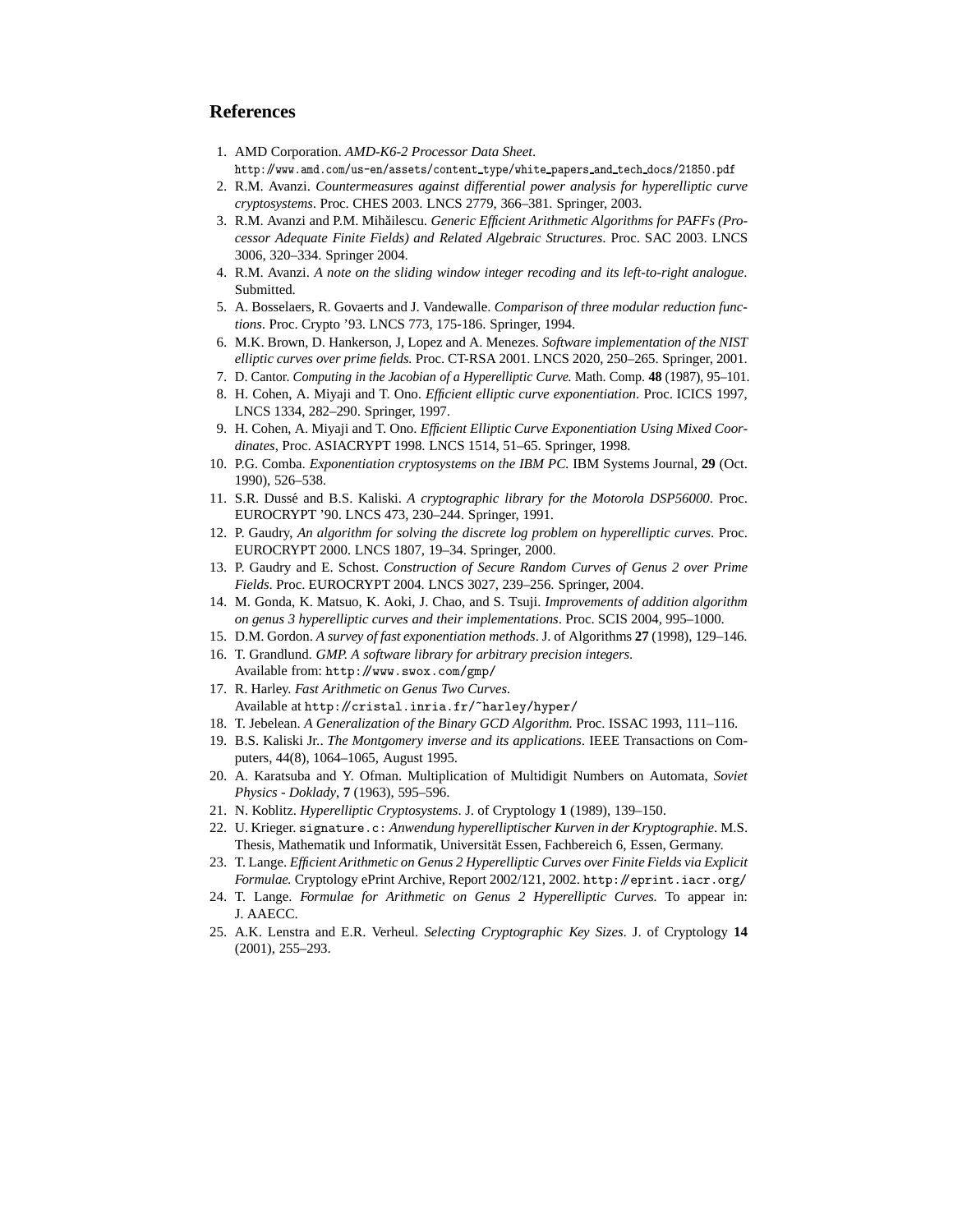## References

1. AMD Corporation. *AMD-K6-2 Processor Data Sheet*. http://www.amd.com/us-en/assets/content_type/white_papers_and_tech_docs/21850.pdf
2. R.M. Avanzi. *Countermeasures against differential power analysis for hyperelliptic curve cryptosystems*. Proc. CHES 2003. LNCS 2779, 366–381. Springer, 2003.
3. R.M. Avanzi and P.M. Mihăilescu. *Generic Efficient Arithmetic Algorithms for PAFFs (Processor Adequate Finite Fields) and Related Algebraic Structures*. Proc. SAC 2003. LNCS 3006, 320–334. Springer 2004.
4. R.M. Avanzi. *A note on the sliding window integer recoding and its left-to-right analogue*. Submitted.
5. A. Bosselaers, R. Govaerts and J. Vandewalle. *Comparison of three modular reduction functions*. Proc. Crypto '93. LNCS 773, 175-186. Springer, 1994.
6. M.K. Brown, D. Hankerson, J, Lopez and A. Menezes. *Software implementation of the NIST elliptic curves over prime fields.* Proc. CT-RSA 2001. LNCS 2020, 250–265. Springer, 2001.
7. D. Cantor. *Computing in the Jacobian of a Hyperelliptic Curve.* Math. Comp. **48** (1987), 95–101.
8. H. Cohen, A. Miyaji and T. Ono. *Efficient elliptic curve exponentiation*. Proc. ICICS 1997, LNCS 1334, 282–290. Springer, 1997.
9. H. Cohen, A. Miyaji and T. Ono. *Efficient Elliptic Curve Exponentiation Using Mixed Coordinates*, Proc. ASIACRYPT 1998. LNCS 1514, 51–65. Springer, 1998.
10. P.G. Comba. *Exponentiation cryptosystems on the IBM PC.* IBM Systems Journal, **29** (Oct. 1990), 526–538.
11. S.R. Dussé and B.S. Kaliski. *A cryptographic library for the Motorola DSP56000*. Proc. EUROCRYPT '90. LNCS 473, 230–244. Springer, 1991.
12. P. Gaudry, *An algorithm for solving the discrete log problem on hyperelliptic curves*. Proc. EUROCRYPT 2000. LNCS 1807, 19–34. Springer, 2000.
13. P. Gaudry and E. Schost. *Construction of Secure Random Curves of Genus 2 over Prime Fields*. Proc. EUROCRYPT 2004. LNCS 3027, 239–256. Springer, 2004.
14. M. Gonda, K. Matsuo, K. Aoki, J. Chao, and S. Tsuji. *Improvements of addition algorithm on genus 3 hyperelliptic curves and their implementations*. Proc. SCIS 2004, 995–1000.
15. D.M. Gordon. *A survey of fast exponentiation methods*. J. of Algorithms **27** (1998), 129–146.
16. T. Grandlund. *GMP. A software library for arbitrary precision integers*. Available from: http://www.swox.com/gmp/
17. R. Harley. *Fast Arithmetic on Genus Two Curves*. Available at http://cristal.inria.fr/~harley/hyper/
18. T. Jebelean. *A Generalization of the Binary GCD Algorithm.* Proc. ISSAC 1993, 111–116.
19. B.S. Kaliski Jr.. *The Montgomery inverse and its applications*. IEEE Transactions on Computers, 44(8), 1064–1065, August 1995.
20. A. Karatsuba and Y. Ofman. Multiplication of Multidigit Numbers on Automata, *Soviet Physics - Doklady*, **7** (1963), 595–596.
21. N. Koblitz. *Hyperelliptic Cryptosystems*. J. of Cryptology **1** (1989), 139–150.
22. U. Krieger. signature.c: *Anwendung hyperelliptischer Kurven in der Kryptographie*. M.S. Thesis, Mathematik und Informatik, Universität Essen, Fachbereich 6, Essen, Germany.
23. T. Lange. *Efficient Arithmetic on Genus 2 Hyperelliptic Curves over Finite Fields via Explicit Formulae.* Cryptology ePrint Archive, Report 2002/121, 2002. http://eprint.iacr.org/
24. T. Lange. *Formulae for Arithmetic on Genus 2 Hyperelliptic Curves.* To appear in: J. AAECC.
25. A.K. Lenstra and E.R. Verheul. *Selecting Cryptographic Key Sizes*. J. of Cryptology **14** (2001), 255–293.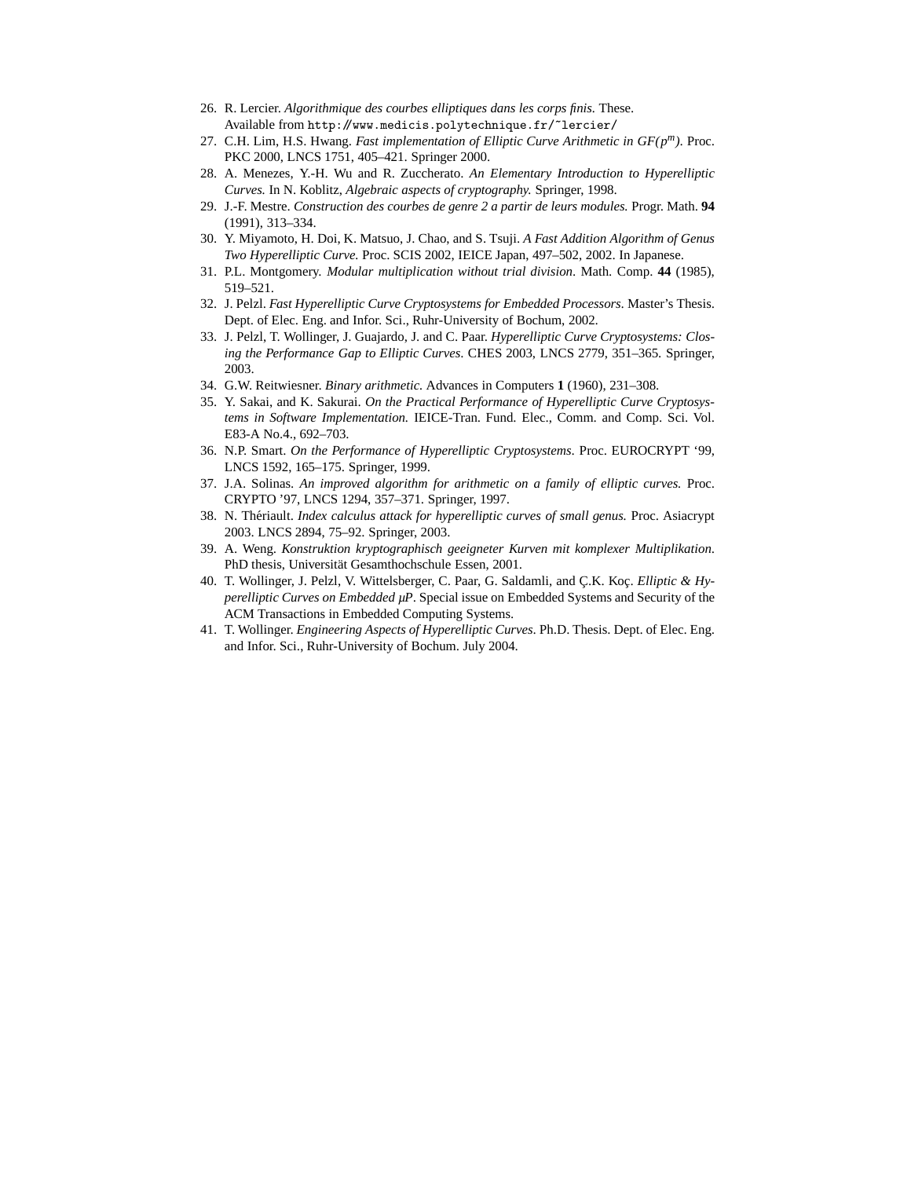26. R. Lercier. *Algorithmique des courbes elliptiques dans les corps finis.* These. Available from http://www.medicis.polytechnique.fr/~lercier/
27. C.H. Lim, H.S. Hwang. *Fast implementation of Elliptic Curve Arithmetic in GF($p^m$)*. Proc. PKC 2000, LNCS 1751, 405–421. Springer 2000.
28. A. Menezes, Y.-H. Wu and R. Zuccherato. *An Elementary Introduction to Hyperelliptic Curves.* In N. Koblitz, *Algebraic aspects of cryptography.* Springer, 1998.
29. J.-F. Mestre. *Construction des courbes de genre 2 a partir de leurs modules.* Progr. Math. **94** (1991), 313–334.
30. Y. Miyamoto, H. Doi, K. Matsuo, J. Chao, and S. Tsuji. *A Fast Addition Algorithm of Genus Two Hyperelliptic Curve.* Proc. SCIS 2002, IEICE Japan, 497–502, 2002. In Japanese.
31. P.L. Montgomery. *Modular multiplication without trial division*. Math. Comp. **44** (1985), 519–521.
32. J. Pelzl. *Fast Hyperelliptic Curve Cryptosystems for Embedded Processors*. Master's Thesis. Dept. of Elec. Eng. and Infor. Sci., Ruhr-University of Bochum, 2002.
33. J. Pelzl, T. Wollinger, J. Guajardo, J. and C. Paar. *Hyperelliptic Curve Cryptosystems: Closing the Performance Gap to Elliptic Curves*. CHES 2003, LNCS 2779, 351–365. Springer, 2003.
34. G.W. Reitwiesner. *Binary arithmetic.* Advances in Computers **1** (1960), 231–308.
35. Y. Sakai, and K. Sakurai. *On the Practical Performance of Hyperelliptic Curve Cryptosystems in Software Implementation.* IEICE-Tran. Fund. Elec., Comm. and Comp. Sci. Vol. E83-A No.4., 692–703.
36. N.P. Smart. *On the Performance of Hyperelliptic Cryptosystems*. Proc. EUROCRYPT '99, LNCS 1592, 165–175. Springer, 1999.
37. J.A. Solinas. *An improved algorithm for arithmetic on a family of elliptic curves.* Proc. CRYPTO '97, LNCS 1294, 357–371. Springer, 1997.
38. N. Thériault. *Index calculus attack for hyperelliptic curves of small genus.* Proc. Asiacrypt 2003. LNCS 2894, 75–92. Springer, 2003.
39. A. Weng. *Konstruktion kryptographisch geeigneter Kurven mit komplexer Multiplikation*. PhD thesis, Universität Gesamthochschule Essen, 2001.
40. T. Wollinger, J. Pelzl, V. Wittelsberger, C. Paar, G. Saldamli, and Ç.K. Koç. *Elliptic & Hyperelliptic Curves on Embedded μP*. Special issue on Embedded Systems and Security of the ACM Transactions in Embedded Computing Systems.
41. T. Wollinger. *Engineering Aspects of Hyperelliptic Curves*. Ph.D. Thesis. Dept. of Elec. Eng. and Infor. Sci., Ruhr-University of Bochum. July 2004.